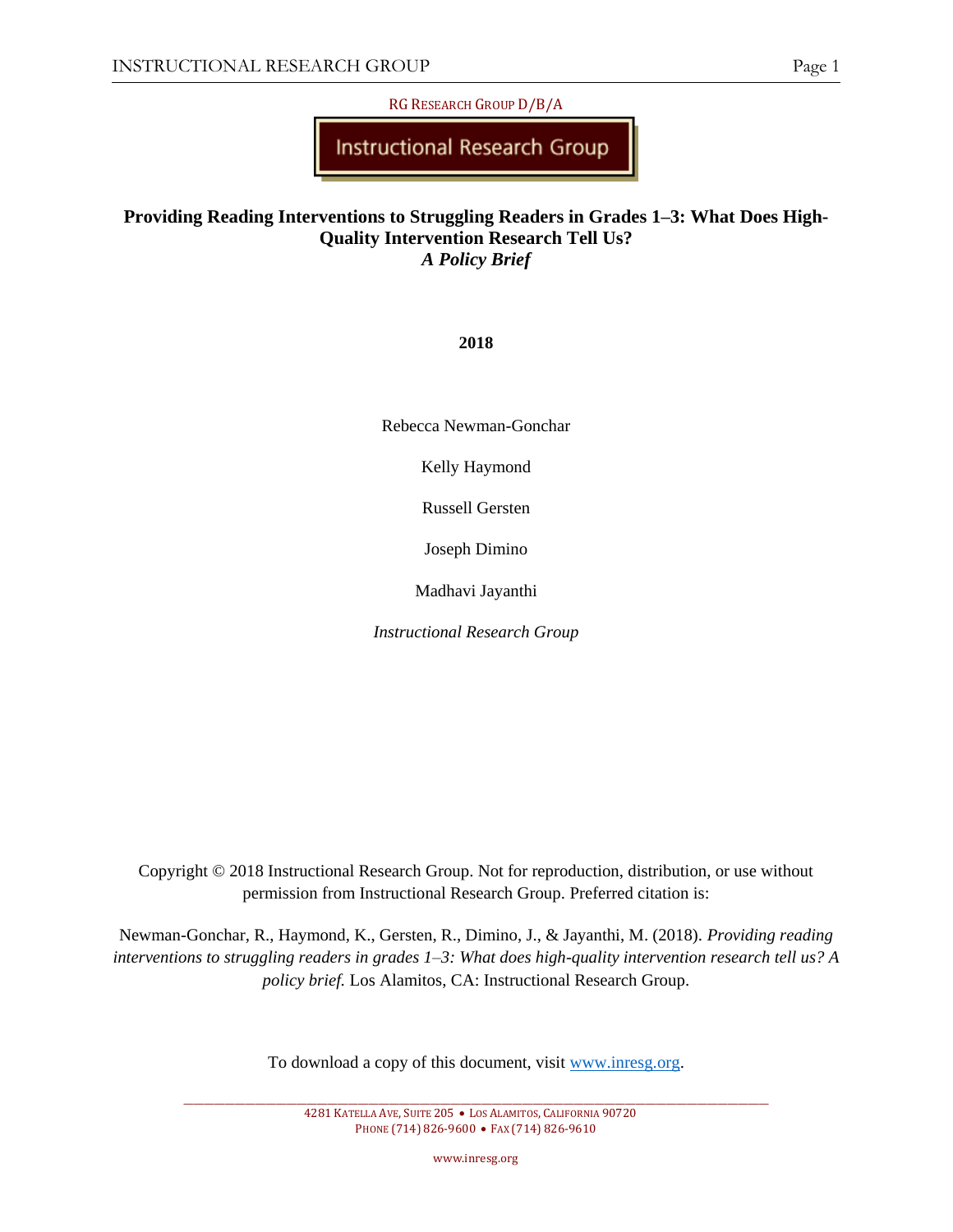RG RESEARCH GROUP D/B/A

Instructional Research Group

# Providing Reading Interventions to Struggling Readers in Grades 1–3: What Does High-Quality Intervention Research Tell Us?

***A Policy Brief***

**2018**

Rebecca Newman-Gonchar

Kelly Haymond

Russell Gersten

Joseph Dimino

Madhavi Jayanthi

*Instructional Research Group*

Copyright © 2018 Instructional Research Group. Not for reproduction, distribution, or use without permission from Instructional Research Group. Preferred citation is:

Newman-Gonchar, R., Haymond, K., Gersten, R., Dimino, J., & Jayanthi, M. (2018). *Providing reading interventions to struggling readers in grades 1–3: What does high-quality intervention research tell us? A policy brief.* Los Alamitos, CA: Instructional Research Group.

To download a copy of this document, visit www.inresg.org.

4281 KATELLA AVE, SUITE 205 • LOS ALAMITOS, CALIFORNIA 90720
PHONE (714) 826-9600 • FAX (714) 826-9610

www.inresg.org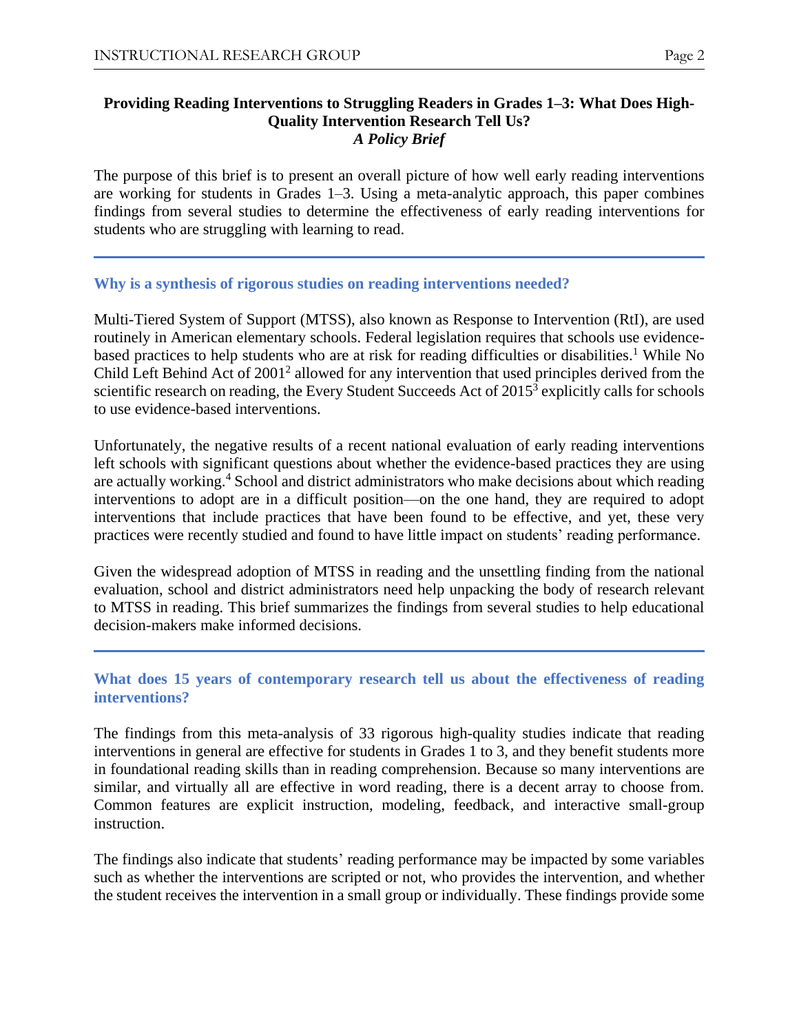**Providing Reading Interventions to Struggling Readers in Grades 1–3: What Does High-Quality Intervention Research Tell Us?**
***A Policy Brief***

The purpose of this brief is to present an overall picture of how well early reading interventions are working for students in Grades 1–3. Using a meta-analytic approach, this paper combines findings from several studies to determine the effectiveness of early reading interventions for students who are struggling with learning to read.

---

### Why is a synthesis of rigorous studies on reading interventions needed?

Multi-Tiered System of Support (MTSS), also known as Response to Intervention (RtI), are used routinely in American elementary schools. Federal legislation requires that schools use evidence-based practices to help students who are at risk for reading difficulties or disabilities.[1] While No Child Left Behind Act of 2001[2] allowed for any intervention that used principles derived from the scientific research on reading, the Every Student Succeeds Act of 2015[3] explicitly calls for schools to use evidence-based interventions.

Unfortunately, the negative results of a recent national evaluation of early reading interventions left schools with significant questions about whether the evidence-based practices they are using are actually working.[4] School and district administrators who make decisions about which reading interventions to adopt are in a difficult position—on the one hand, they are required to adopt interventions that include practices that have been found to be effective, and yet, these very practices were recently studied and found to have little impact on students' reading performance.

Given the widespread adoption of MTSS in reading and the unsettling finding from the national evaluation, school and district administrators need help unpacking the body of research relevant to MTSS in reading. This brief summarizes the findings from several studies to help educational decision-makers make informed decisions.

---

### What does 15 years of contemporary research tell us about the effectiveness of reading interventions?

The findings from this meta-analysis of 33 rigorous high-quality studies indicate that reading interventions in general are effective for students in Grades 1 to 3, and they benefit students more in foundational reading skills than in reading comprehension. Because so many interventions are similar, and virtually all are effective in word reading, there is a decent array to choose from. Common features are explicit instruction, modeling, feedback, and interactive small-group instruction.

The findings also indicate that students' reading performance may be impacted by some variables such as whether the interventions are scripted or not, who provides the intervention, and whether the student receives the intervention in a small group or individually. These findings provide some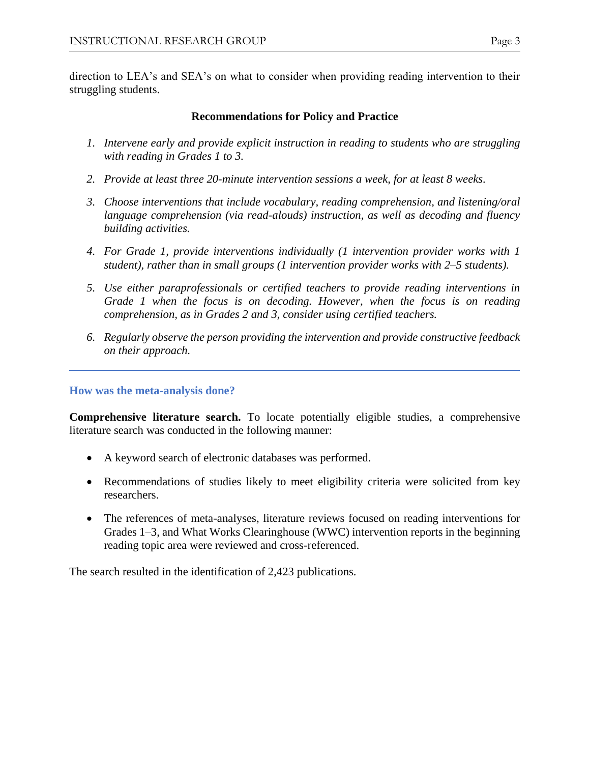direction to LEA's and SEA's on what to consider when providing reading intervention to their struggling students.

### Recommendations for Policy and Practice

1. *Intervene early and provide explicit instruction in reading to students who are struggling with reading in Grades 1 to 3.*

2. *Provide at least three 20-minute intervention sessions a week, for at least 8 weeks.*

3. *Choose interventions that include vocabulary, reading comprehension, and listening/oral language comprehension (via read-alouds) instruction, as well as decoding and fluency building activities.*

4. *For Grade 1, provide interventions individually (1 intervention provider works with 1 student), rather than in small groups (1 intervention provider works with 2–5 students).*

5. *Use either paraprofessionals or certified teachers to provide reading interventions in Grade 1 when the focus is on decoding. However, when the focus is on reading comprehension, as in Grades 2 and 3, consider using certified teachers.*

6. *Regularly observe the person providing the intervention and provide constructive feedback on their approach.*

---

## How was the meta-analysis done?

**Comprehensive literature search.** To locate potentially eligible studies, a comprehensive literature search was conducted in the following manner:

- A keyword search of electronic databases was performed.
- Recommendations of studies likely to meet eligibility criteria were solicited from key researchers.
- The references of meta-analyses, literature reviews focused on reading interventions for Grades 1–3, and What Works Clearinghouse (WWC) intervention reports in the beginning reading topic area were reviewed and cross-referenced.

The search resulted in the identification of 2,423 publications.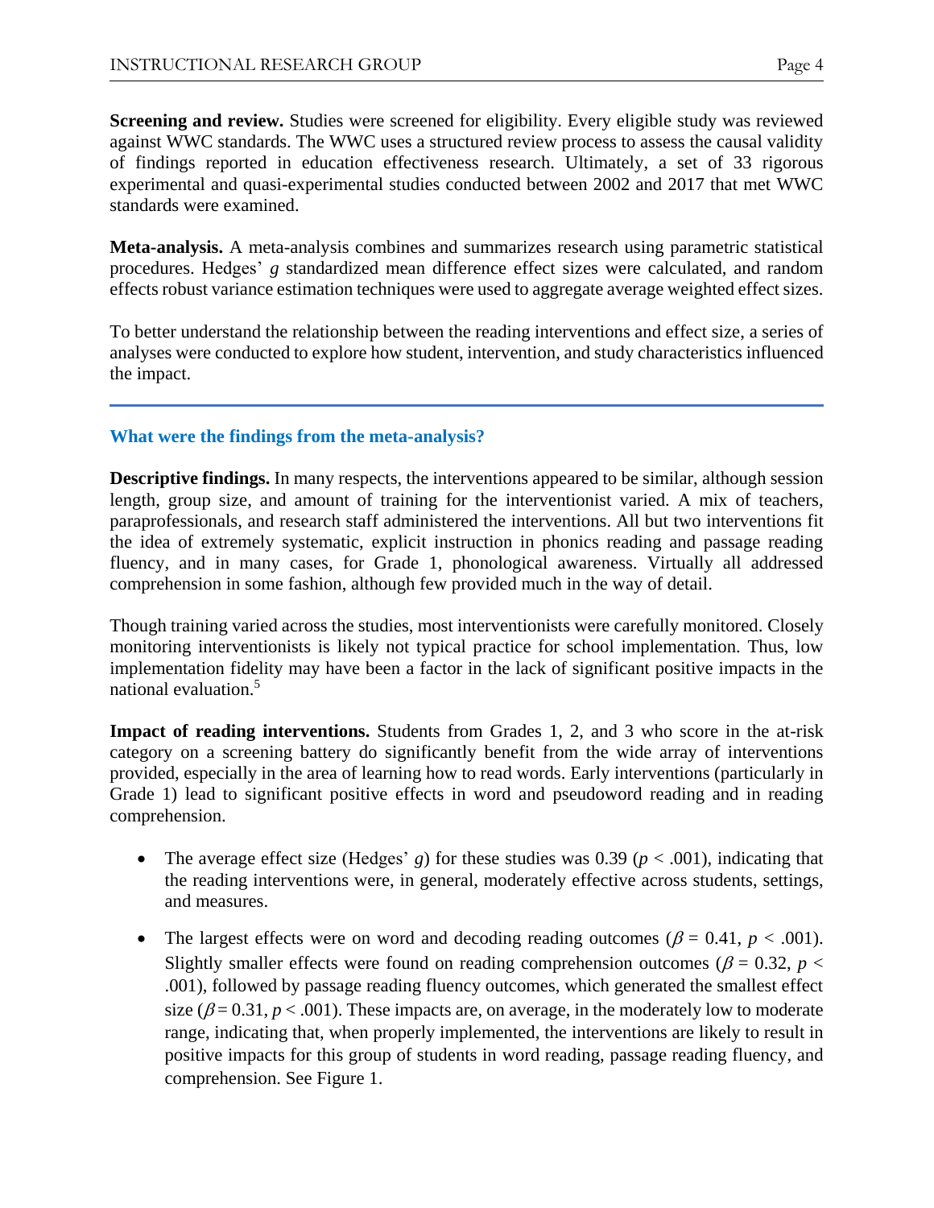**Screening and review.** Studies were screened for eligibility. Every eligible study was reviewed against WWC standards. The WWC uses a structured review process to assess the causal validity of findings reported in education effectiveness research. Ultimately, a set of 33 rigorous experimental and quasi-experimental studies conducted between 2002 and 2017 that met WWC standards were examined.

**Meta-analysis.** A meta-analysis combines and summarizes research using parametric statistical procedures. Hedges' *g* standardized mean difference effect sizes were calculated, and random effects robust variance estimation techniques were used to aggregate average weighted effect sizes.

To better understand the relationship between the reading interventions and effect size, a series of analyses were conducted to explore how student, intervention, and study characteristics influenced the impact.

## What were the findings from the meta-analysis?

**Descriptive findings.** In many respects, the interventions appeared to be similar, although session length, group size, and amount of training for the interventionist varied. A mix of teachers, paraprofessionals, and research staff administered the interventions. All but two interventions fit the idea of extremely systematic, explicit instruction in phonics reading and passage reading fluency, and in many cases, for Grade 1, phonological awareness. Virtually all addressed comprehension in some fashion, although few provided much in the way of detail.

Though training varied across the studies, most interventionists were carefully monitored. Closely monitoring interventionists is likely not typical practice for school implementation. Thus, low implementation fidelity may have been a factor in the lack of significant positive impacts in the national evaluation.[5]

**Impact of reading interventions.** Students from Grades 1, 2, and 3 who score in the at-risk category on a screening battery do significantly benefit from the wide array of interventions provided, especially in the area of learning how to read words. Early interventions (particularly in Grade 1) lead to significant positive effects in word and pseudoword reading and in reading comprehension.

- The average effect size (Hedges' *g*) for these studies was 0.39 ($p < .001$), indicating that the reading interventions were, in general, moderately effective across students, settings, and measures.
- The largest effects were on word and decoding reading outcomes ($\beta = 0.41$, $p < .001$). Slightly smaller effects were found on reading comprehension outcomes ($\beta = 0.32$, $p < .001$), followed by passage reading fluency outcomes, which generated the smallest effect size ($\beta = 0.31$, $p < .001$). These impacts are, on average, in the moderately low to moderate range, indicating that, when properly implemented, the interventions are likely to result in positive impacts for this group of students in word reading, passage reading fluency, and comprehension. See Figure 1.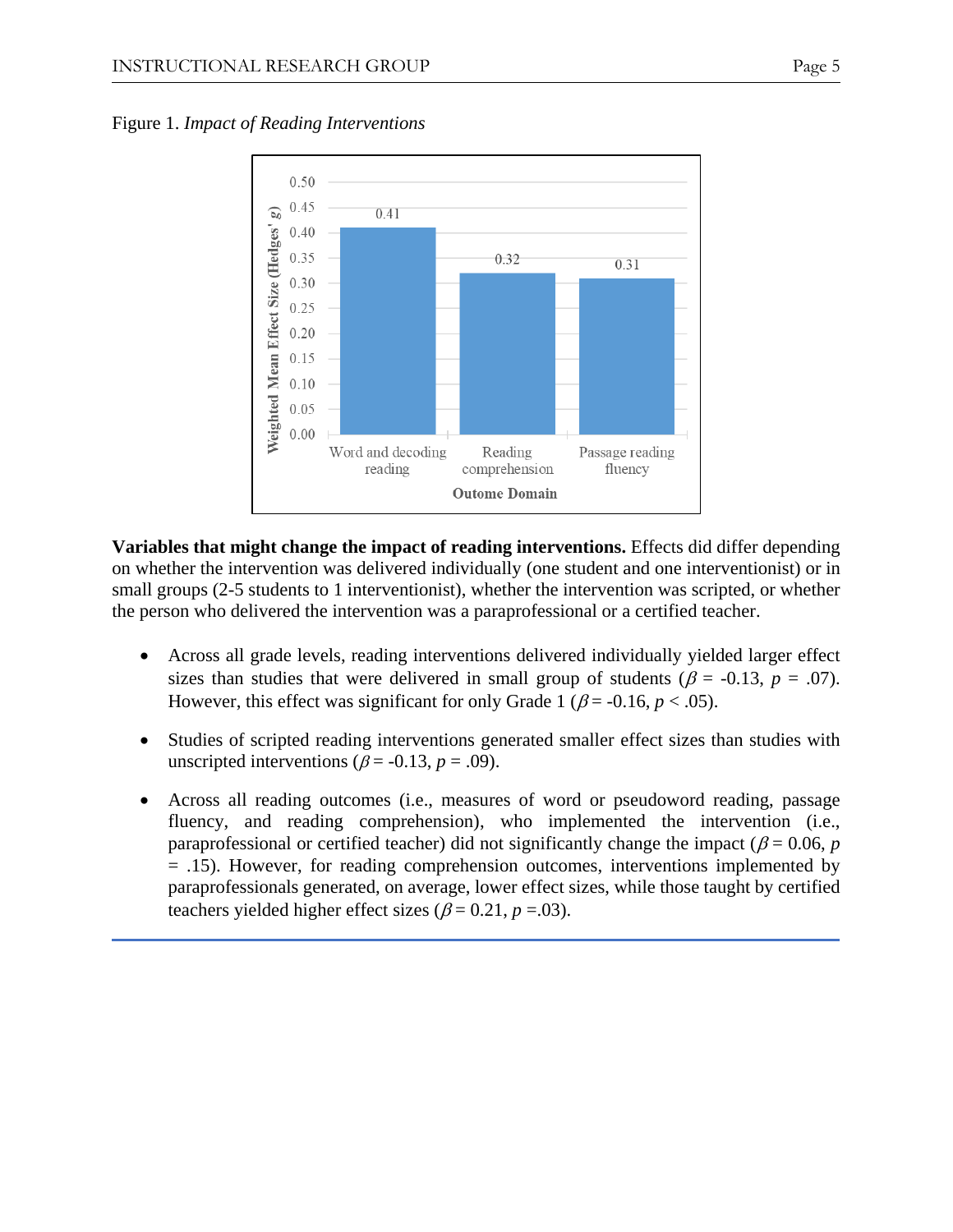Figure 1. *Impact of Reading Interventions*

| Outome Domain | Weighted Mean Effect Size (Hedges' g) |
|---|---|
| Word and decoding reading | 0.41 |
| Reading comprehension | 0.32 |
| Passage reading fluency | 0.31 |

**Variables that might change the impact of reading interventions.** Effects did differ depending on whether the intervention was delivered individually (one student and one interventionist) or in small groups (2-5 students to 1 interventionist), whether the intervention was scripted, or whether the person who delivered the intervention was a paraprofessional or a certified teacher.

- Across all grade levels, reading interventions delivered individually yielded larger effect sizes than studies that were delivered in small group of students ($\beta$ = -0.13, $p$ = .07). However, this effect was significant for only Grade 1 ($\beta$ = -0.16, $p$ < .05).

- Studies of scripted reading interventions generated smaller effect sizes than studies with unscripted interventions ($\beta$ = -0.13, $p$ = .09).

- Across all reading outcomes (i.e., measures of word or pseudoword reading, passage fluency, and reading comprehension), who implemented the intervention (i.e., paraprofessional or certified teacher) did not significantly change the impact ($\beta$ = 0.06, $p$ = .15). However, for reading comprehension outcomes, interventions implemented by paraprofessionals generated, on average, lower effect sizes, while those taught by certified teachers yielded higher effect sizes ($\beta$ = 0.21, $p$ =.03).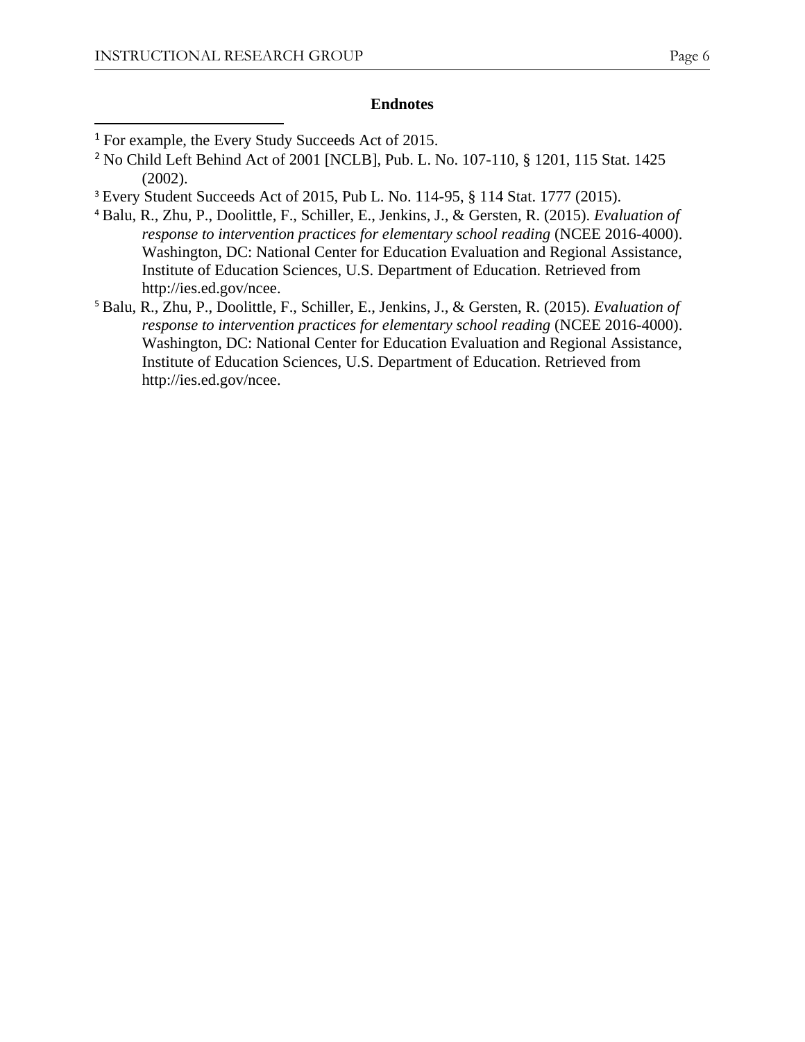**Endnotes**

[1] For example, the Every Study Succeeds Act of 2015.

[2] No Child Left Behind Act of 2001 [NCLB], Pub. L. No. 107-110, § 1201, 115 Stat. 1425 (2002).

[3] Every Student Succeeds Act of 2015, Pub L. No. 114-95, § 114 Stat. 1777 (2015).

[4] Balu, R., Zhu, P., Doolittle, F., Schiller, E., Jenkins, J., & Gersten, R. (2015). *Evaluation of response to intervention practices for elementary school reading* (NCEE 2016-4000). Washington, DC: National Center for Education Evaluation and Regional Assistance, Institute of Education Sciences, U.S. Department of Education. Retrieved from http://ies.ed.gov/ncee.

[5] Balu, R., Zhu, P., Doolittle, F., Schiller, E., Jenkins, J., & Gersten, R. (2015). *Evaluation of response to intervention practices for elementary school reading* (NCEE 2016-4000). Washington, DC: National Center for Education Evaluation and Regional Assistance, Institute of Education Sciences, U.S. Department of Education. Retrieved from http://ies.ed.gov/ncee.